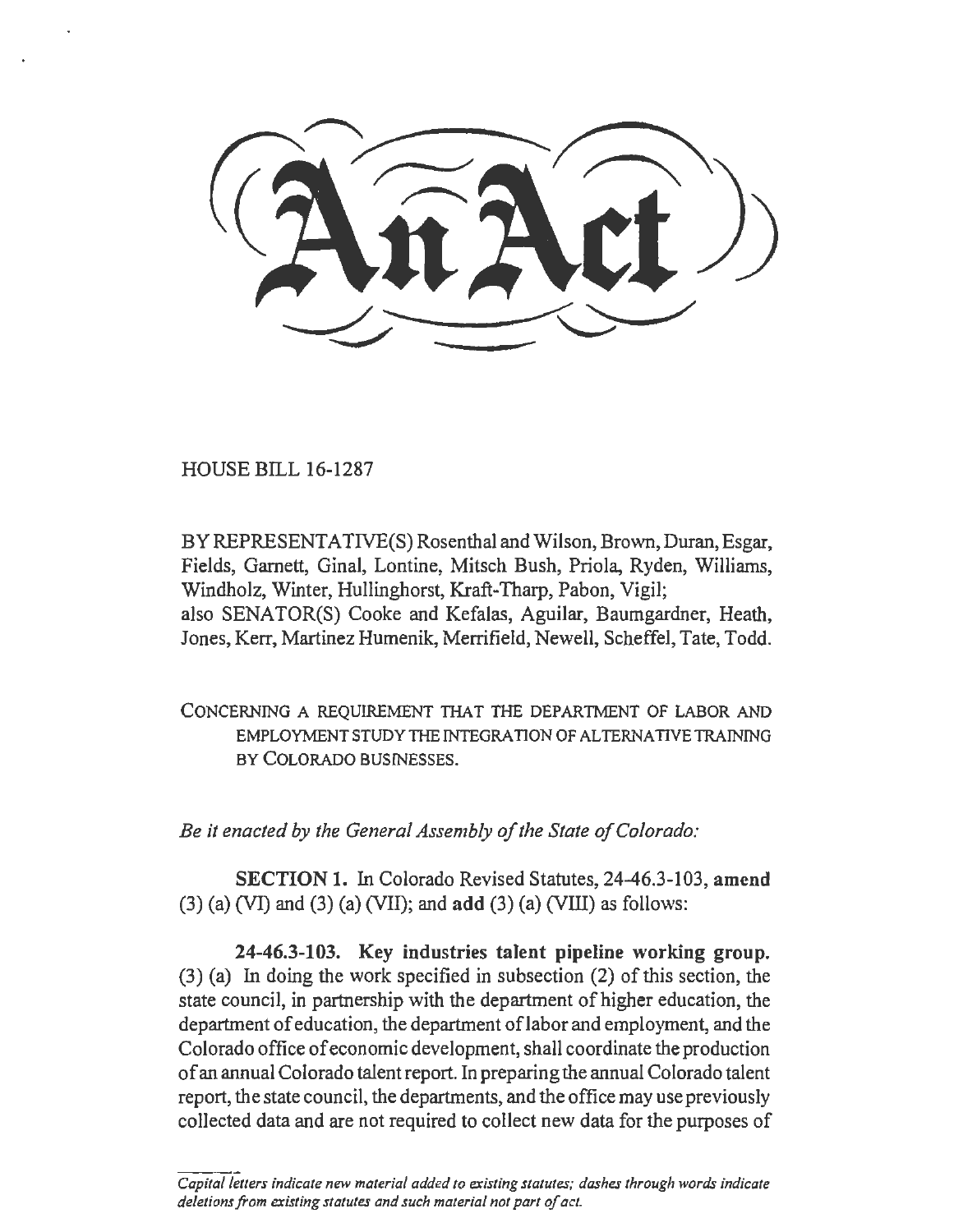# An Act

HOUSE BILL 16-1287

BY REPRESENTATIVE(S) Rosenthal and Wilson, Brown, Duran, Esgar, Fields, Garnett, Ginal, Lontine, Mitsch Bush, Priola, Ryden, Williams, Windholz, Winter, Hullinghorst, Kraft-Tharp, Pabon, Vigil;
also SENATOR(S) Cooke and Kefalas, Aguilar, Baumgardner, Heath, Jones, Kerr, Martinez Humenik, Merrifield, Newell, Scheffel, Tate, Todd.

CONCERNING A REQUIREMENT THAT THE DEPARTMENT OF LABOR AND EMPLOYMENT STUDY THE INTEGRATION OF ALTERNATIVE TRAINING BY COLORADO BUSINESSES.

*Be it enacted by the General Assembly of the State of Colorado:*

**SECTION 1.** In Colorado Revised Statutes, 24-46.3-103, **amend** (3) (a) (VI) and (3) (a) (VII); and **add** (3) (a) (VIII) as follows:

**24-46.3-103. Key industries talent pipeline working group.** (3) (a) In doing the work specified in subsection (2) of this section, the state council, in partnership with the department of higher education, the department of education, the department of labor and employment, and the Colorado office of economic development, shall coordinate the production of an annual Colorado talent report. In preparing the annual Colorado talent report, the state council, the departments, and the office may use previously collected data and are not required to collect new data for the purposes of

*Capital letters indicate new material added to existing statutes; dashes through words indicate deletions from existing statutes and such material not part of act.*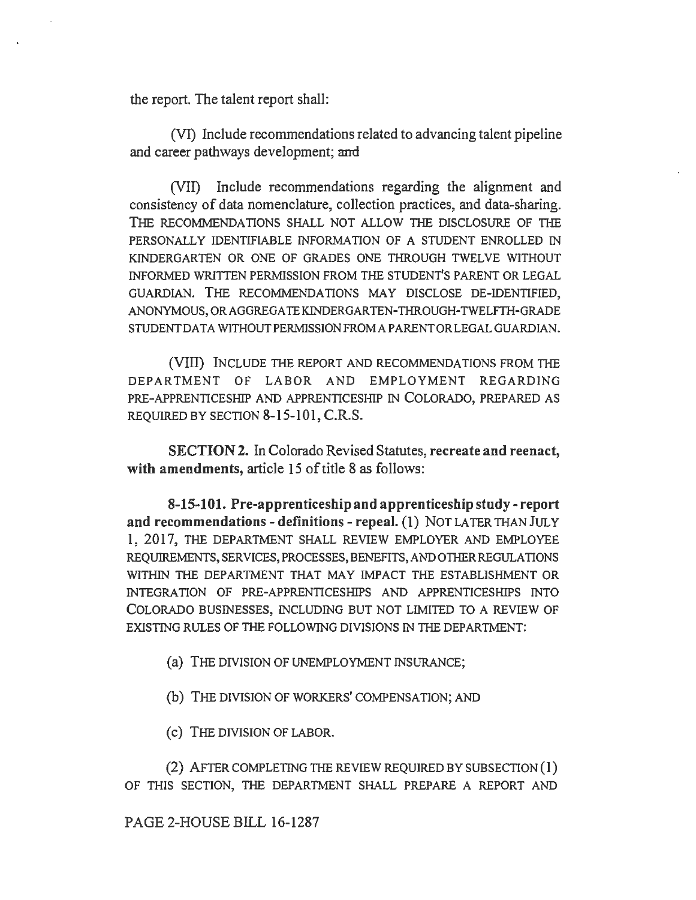the report. The talent report shall:

(VI) Include recommendations related to advancing talent pipeline and career pathways development; and

(VII) Include recommendations regarding the alignment and consistency of data nomenclature, collection practices, and data-sharing. THE RECOMMENDATIONS SHALL NOT ALLOW THE DISCLOSURE OF THE PERSONALLY IDENTIFIABLE INFORMATION OF A STUDENT ENROLLED IN KINDERGARTEN OR ONE OF GRADES ONE THROUGH TWELVE WITHOUT INFORMED WRITTEN PERMISSION FROM THE STUDENT'S PARENT OR LEGAL GUARDIAN. THE RECOMMENDATIONS MAY DISCLOSE DE-IDENTIFIED, ANONYMOUS, OR AGGREGATE KINDERGARTEN-THROUGH-TWELFTH-GRADE STUDENT DATA WITHOUT PERMISSION FROM A PARENT OR LEGAL GUARDIAN.

(VIII) INCLUDE THE REPORT AND RECOMMENDATIONS FROM THE DEPARTMENT OF LABOR AND EMPLOYMENT REGARDING PRE-APPRENTICESHIP AND APPRENTICESHIP IN COLORADO, PREPARED AS REQUIRED BY SECTION 8-15-101, C.R.S.

**SECTION 2.** In Colorado Revised Statutes, **recreate and reenact, with amendments,** article 15 of title 8 as follows:

**8-15-101. Pre-apprenticeship and apprenticeship study - report and recommendations - definitions - repeal.** (1) NOT LATER THAN JULY 1, 2017, THE DEPARTMENT SHALL REVIEW EMPLOYER AND EMPLOYEE REQUIREMENTS, SERVICES, PROCESSES, BENEFITS, AND OTHER REGULATIONS WITHIN THE DEPARTMENT THAT MAY IMPACT THE ESTABLISHMENT OR INTEGRATION OF PRE-APPRENTICESHIPS AND APPRENTICESHIPS INTO COLORADO BUSINESSES, INCLUDING BUT NOT LIMITED TO A REVIEW OF EXISTING RULES OF THE FOLLOWING DIVISIONS IN THE DEPARTMENT:

(a) THE DIVISION OF UNEMPLOYMENT INSURANCE;

(b) THE DIVISION OF WORKERS' COMPENSATION; AND

(c) THE DIVISION OF LABOR.

(2) AFTER COMPLETING THE REVIEW REQUIRED BY SUBSECTION (1) OF THIS SECTION, THE DEPARTMENT SHALL PREPARE A REPORT AND

PAGE 2-HOUSE BILL 16-1287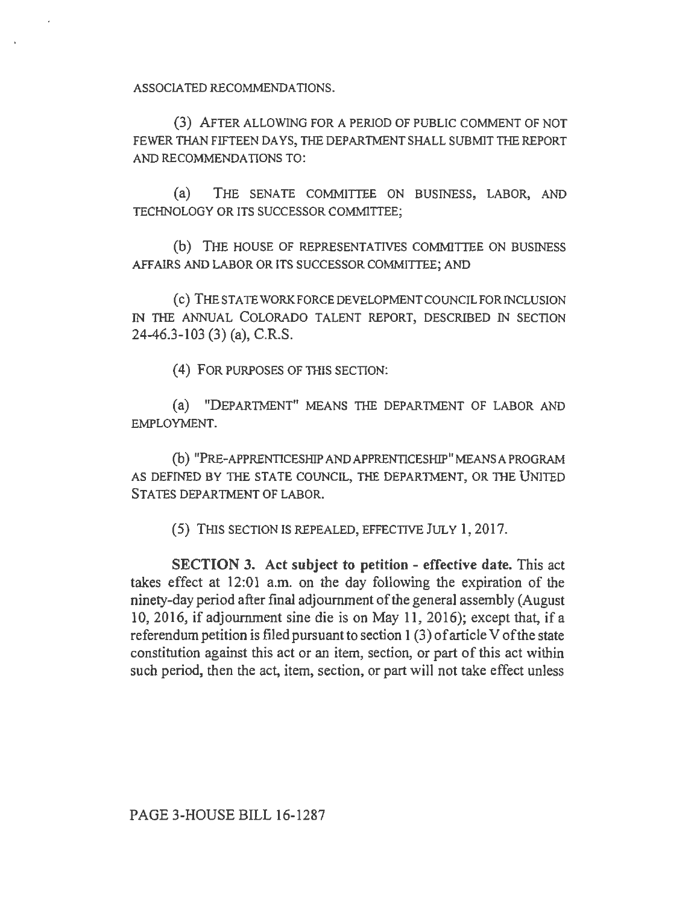ASSOCIATED RECOMMENDATIONS.

(3) AFTER ALLOWING FOR A PERIOD OF PUBLIC COMMENT OF NOT FEWER THAN FIFTEEN DAYS, THE DEPARTMENT SHALL SUBMIT THE REPORT AND RECOMMENDATIONS TO:

(a) THE SENATE COMMITTEE ON BUSINESS, LABOR, AND TECHNOLOGY OR ITS SUCCESSOR COMMITTEE;

(b) THE HOUSE OF REPRESENTATIVES COMMITTEE ON BUSINESS AFFAIRS AND LABOR OR ITS SUCCESSOR COMMITTEE; AND

(c) THE STATE WORK FORCE DEVELOPMENT COUNCIL FOR INCLUSION IN THE ANNUAL COLORADO TALENT REPORT, DESCRIBED IN SECTION 24-46.3-103 (3) (a), C.R.S.

(4) FOR PURPOSES OF THIS SECTION:

(a) "DEPARTMENT" MEANS THE DEPARTMENT OF LABOR AND EMPLOYMENT.

(b) "PRE-APPRENTICESHIP AND APPRENTICESHIP" MEANS A PROGRAM AS DEFINED BY THE STATE COUNCIL, THE DEPARTMENT, OR THE UNITED STATES DEPARTMENT OF LABOR.

(5) THIS SECTION IS REPEALED, EFFECTIVE JULY 1, 2017.

**SECTION 3. Act subject to petition - effective date.** This act takes effect at 12:01 a.m. on the day following the expiration of the ninety-day period after final adjournment of the general assembly (August 10, 2016, if adjournment sine die is on May 11, 2016); except that, if a referendum petition is filed pursuant to section 1 (3) of article V of the state constitution against this act or an item, section, or part of this act within such period, then the act, item, section, or part will not take effect unless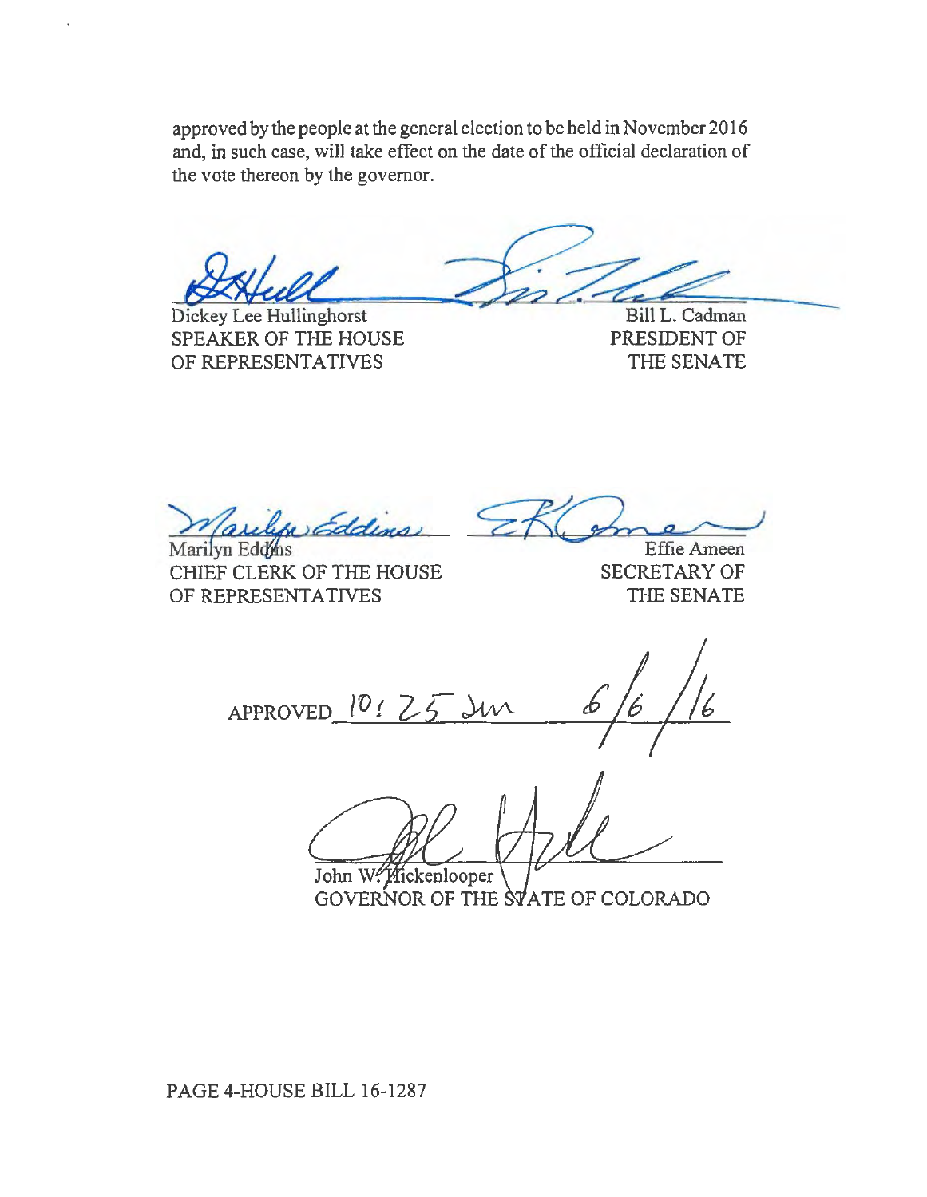approved by the people at the general election to be held in November 2016 and, in such case, will take effect on the date of the official declaration of the vote thereon by the governor.

Dickey Lee Hullinghorst
SPEAKER OF THE HOUSE
OF REPRESENTATIVES

Bill L. Cadman
PRESIDENT OF
THE SENATE

Marilyn Eddins
CHIEF CLERK OF THE HOUSE
OF REPRESENTATIVES

Effie Ameen
SECRETARY OF
THE SENATE

APPROVED 10:25 am 6/6/16

John W. Hickenlooper
GOVERNOR OF THE STATE OF COLORADO

PAGE 4-HOUSE BILL 16-1287